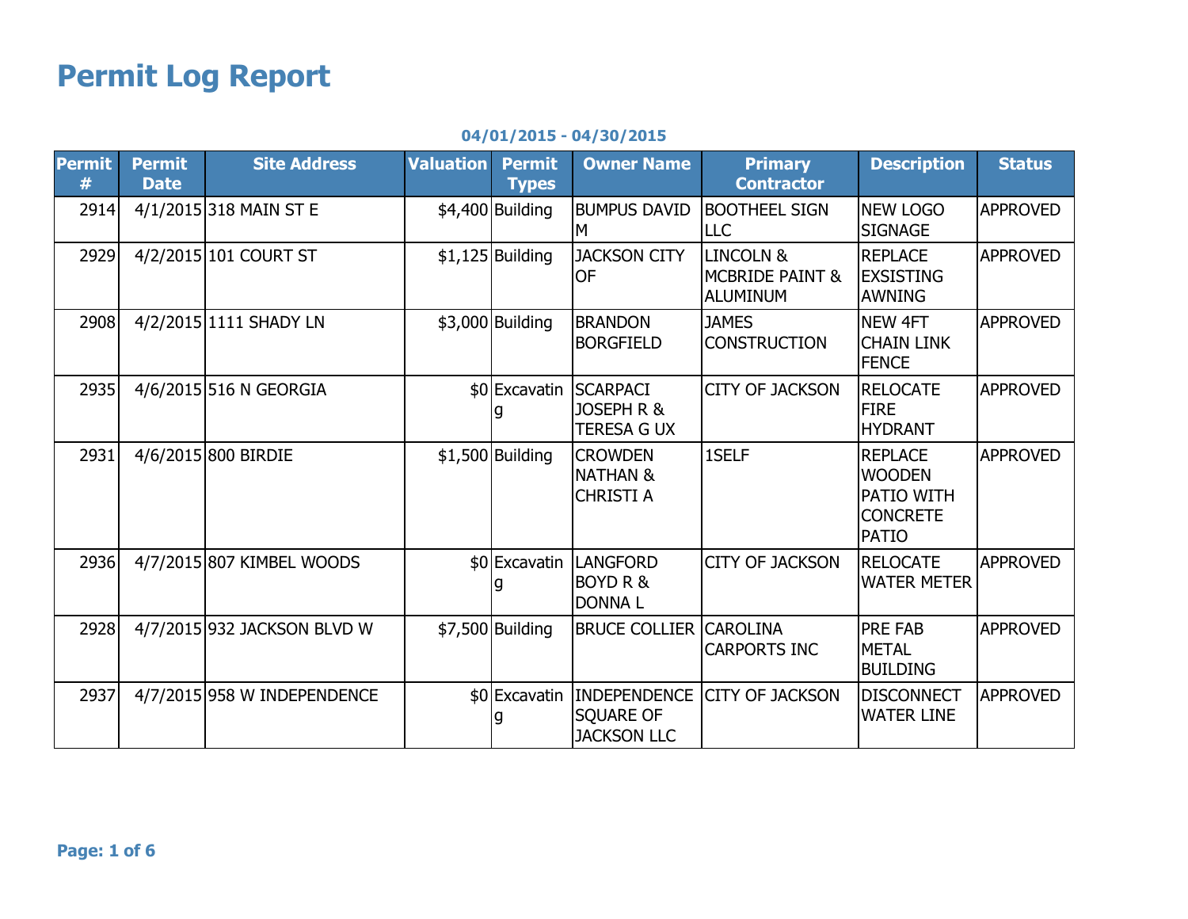# Permit Log Report

**04/01/2015 - 04/30/2015**

| Permit # | Permit Date | Site Address | Valuation | Permit Types | Owner Name | Primary Contractor | Description | Status |
|---|---|---|---|---|---|---|---|---|
| 2914 | 4/1/2015 | 318 MAIN ST E | $4,400 | Building | BUMPUS DAVID M | BOOTHEEL SIGN LLC | NEW LOGO SIGNAGE | APPROVED |
| 2929 | 4/2/2015 | 101 COURT ST | $1,125 | Building | JACKSON CITY OF | LINCOLN & MCBRIDE PAINT & ALUMINUM | REPLACE EXSISTING AWNING | APPROVED |
| 2908 | 4/2/2015 | 1111 SHADY LN | $3,000 | Building | BRANDON BORGFIELD | JAMES CONSTRUCTION | NEW 4FT CHAIN LINK FENCE | APPROVED |
| 2935 | 4/6/2015 | 516 N GEORGIA | $0 | Excavating | SCARPACI JOSEPH R & TERESA G UX | CITY OF JACKSON | RELOCATE FIRE HYDRANT | APPROVED |
| 2931 | 4/6/2015 | 800 BIRDIE | $1,500 | Building | CROWDEN NATHAN & CHRISTI A | 1SELF | REPLACE WOODEN PATIO WITH CONCRETE PATIO | APPROVED |
| 2936 | 4/7/2015 | 807 KIMBEL WOODS | $0 | Excavating | LANGFORD BOYD R & DONNA L | CITY OF JACKSON | RELOCATE WATER METER | APPROVED |
| 2928 | 4/7/2015 | 932 JACKSON BLVD W | $7,500 | Building | BRUCE COLLIER | CAROLINA CARPORTS INC | PRE FAB METAL BUILDING | APPROVED |
| 2937 | 4/7/2015 | 958 W INDEPENDENCE | $0 | Excavating | INDEPENDENCE SQUARE OF JACKSON LLC | CITY OF JACKSON | DISCONNECT WATER LINE | APPROVED |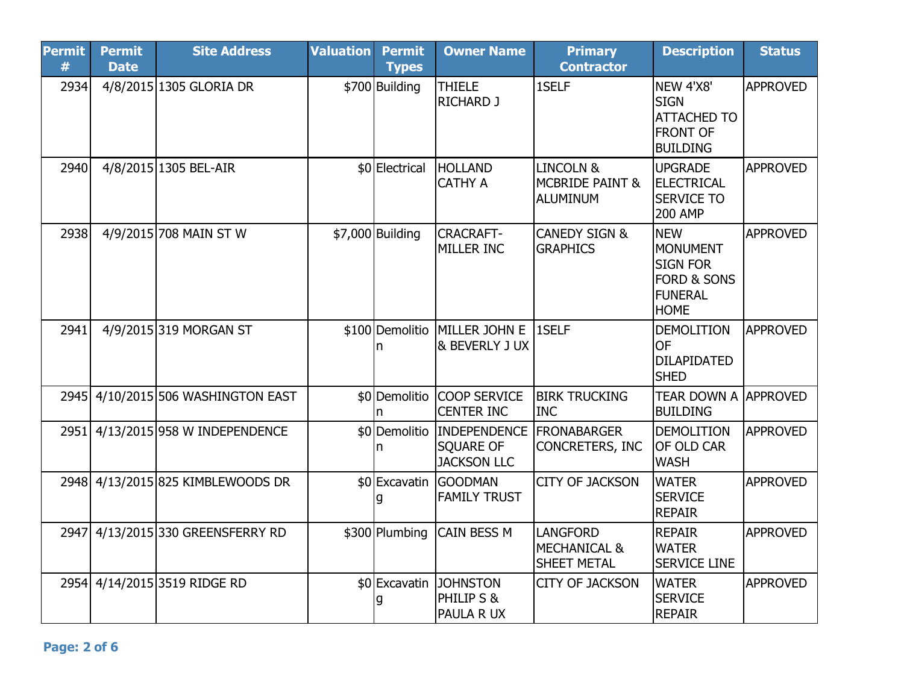| Permit # | Permit Date | Site Address | Valuation | Permit Types | Owner Name | Primary Contractor | Description | Status |
|---|---|---|---|---|---|---|---|---|
| 2934 | 4/8/2015 | 1305 GLORIA DR | $700 | Building | THIELE RICHARD J | 1SELF | NEW 4'X8' SIGN ATTACHED TO FRONT OF BUILDING | APPROVED |
| 2940 | 4/8/2015 | 1305 BEL-AIR | $0 | Electrical | HOLLAND CATHY A | LINCOLN & MCBRIDE PAINT & ALUMINUM | UPGRADE ELECTRICAL SERVICE TO 200 AMP | APPROVED |
| 2938 | 4/9/2015 | 708 MAIN ST W | $7,000 | Building | CRACRAFT-MILLER INC | CANEDY SIGN & GRAPHICS | NEW MONUMENT SIGN FOR FORD & SONS FUNERAL HOME | APPROVED |
| 2941 | 4/9/2015 | 319 MORGAN ST | $100 | Demolition | MILLER JOHN E & BEVERLY J UX | 1SELF | DEMOLITION OF DILAPIDATED SHED | APPROVED |
| 2945 | 4/10/2015 | 506 WASHINGTON EAST | $0 | Demolition | COOP SERVICE CENTER INC | BIRK TRUCKING INC | TEAR DOWN A BUILDING | APPROVED |
| 2951 | 4/13/2015 | 958 W INDEPENDENCE | $0 | Demolition | INDEPENDENCE SQUARE OF JACKSON LLC | FRONABARGER CONCRETERS, INC | DEMOLITION OF OLD CAR WASH | APPROVED |
| 2948 | 4/13/2015 | 825 KIMBLEWOODS DR | $0 | Excavating | GOODMAN FAMILY TRUST | CITY OF JACKSON | WATER SERVICE REPAIR | APPROVED |
| 2947 | 4/13/2015 | 330 GREENSFERRY RD | $300 | Plumbing | CAIN BESS M | LANGFORD MECHANICAL & SHEET METAL | REPAIR WATER SERVICE LINE | APPROVED |
| 2954 | 4/14/2015 | 3519 RIDGE RD | $0 | Excavating | JOHNSTON PHILIP S & PAULA R UX | CITY OF JACKSON | WATER SERVICE REPAIR | APPROVED |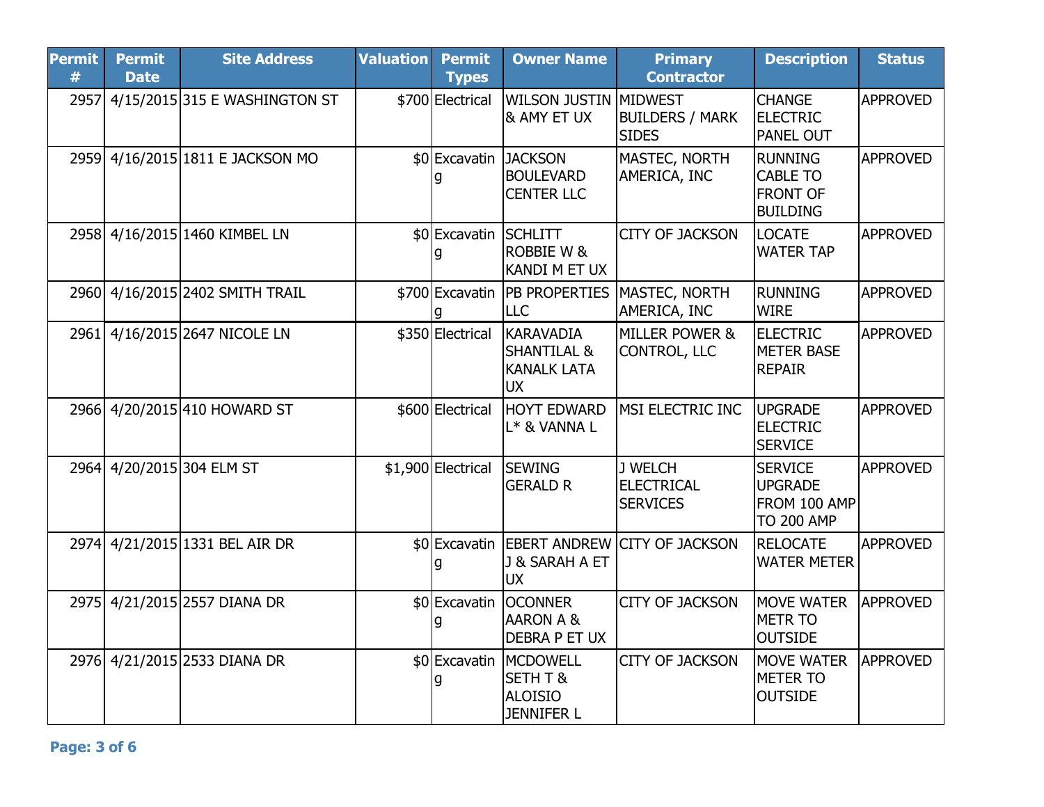| Permit # | Permit Date | Site Address | Valuation | Permit Types | Owner Name | Primary Contractor | Description | Status |
|---|---|---|---|---|---|---|---|---|
| 2957 | 4/15/2015 | 315 E WASHINGTON ST | $700 | Electrical | WILSON JUSTIN & AMY ET UX | MIDWEST BUILDERS / MARK SIDES | CHANGE ELECTRIC PANEL OUT | APPROVED |
| 2959 | 4/16/2015 | 1811 E JACKSON MO | $0 | Excavating | JACKSON BOULEVARD CENTER LLC | MASTEC, NORTH AMERICA, INC | RUNNING CABLE TO FRONT OF BUILDING | APPROVED |
| 2958 | 4/16/2015 | 1460 KIMBEL LN | $0 | Excavating | SCHLITT ROBBIE W & KANDI M ET UX | CITY OF JACKSON | LOCATE WATER TAP | APPROVED |
| 2960 | 4/16/2015 | 2402 SMITH TRAIL | $700 | Excavating | PB PROPERTIES LLC | MASTEC, NORTH AMERICA, INC | RUNNING WIRE | APPROVED |
| 2961 | 4/16/2015 | 2647 NICOLE LN | $350 | Electrical | KARAVADIA SHANTILAL & KANALK LATA UX | MILLER POWER & CONTROL, LLC | ELECTRIC METER BASE REPAIR | APPROVED |
| 2966 | 4/20/2015 | 410 HOWARD ST | $600 | Electrical | HOYT EDWARD L* & VANNA L | MSI ELECTRIC INC | UPGRADE ELECTRIC SERVICE | APPROVED |
| 2964 | 4/20/2015 | 304 ELM ST | $1,900 | Electrical | SEWING GERALD R | J WELCH ELECTRICAL SERVICES | SERVICE UPGRADE FROM 100 AMP TO 200 AMP | APPROVED |
| 2974 | 4/21/2015 | 1331 BEL AIR DR | $0 | Excavating | EBERT ANDREW J & SARAH A ET UX | CITY OF JACKSON | RELOCATE WATER METER | APPROVED |
| 2975 | 4/21/2015 | 2557 DIANA DR | $0 | Excavating | OCONNER AARON A & DEBRA P ET UX | CITY OF JACKSON | MOVE WATER METR TO OUTSIDE | APPROVED |
| 2976 | 4/21/2015 | 2533 DIANA DR | $0 | Excavating | MCDOWELL SETH T & ALOISIO JENNIFER L | CITY OF JACKSON | MOVE WATER METER TO OUTSIDE | APPROVED |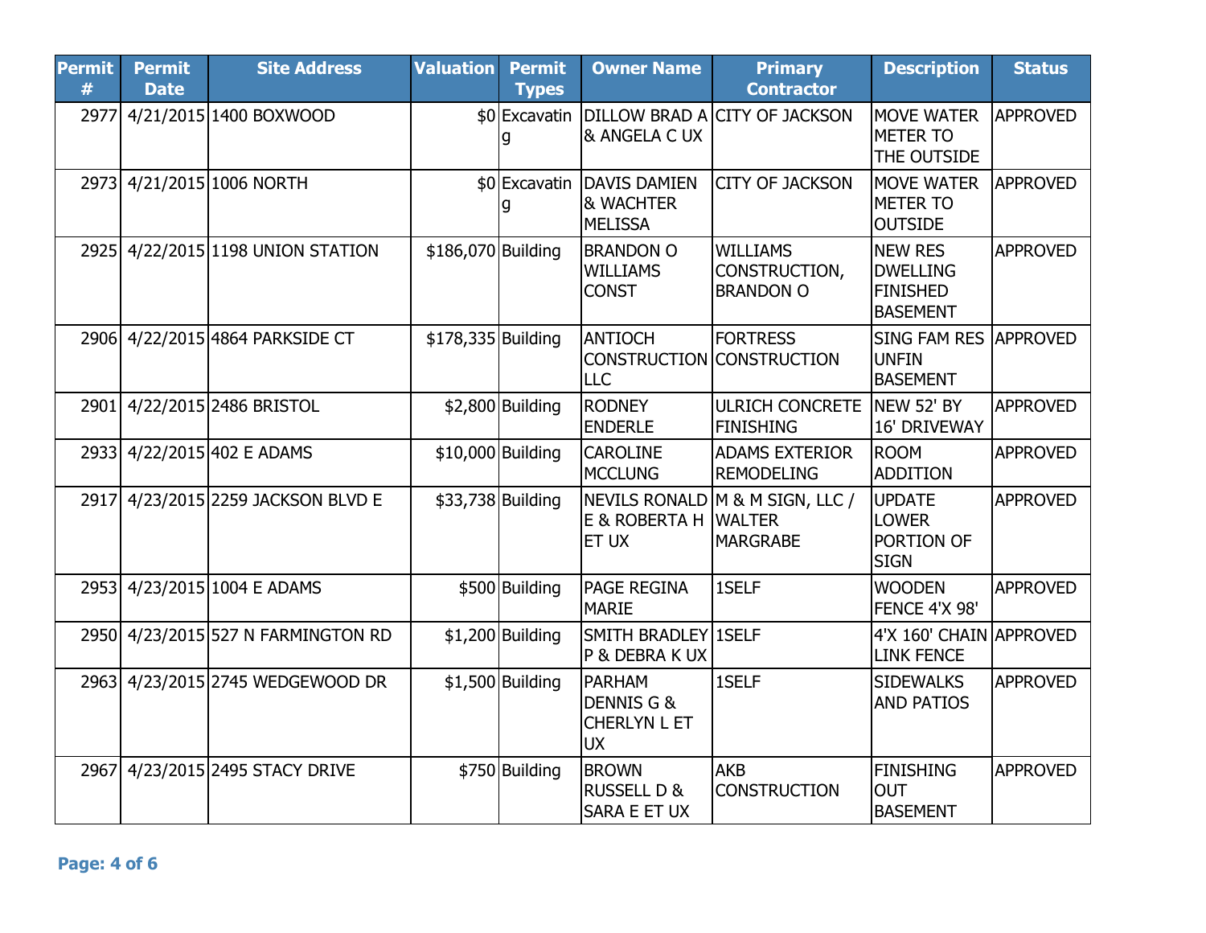| Permit # | Permit Date | Site Address | Valuation | Permit Types | Owner Name | Primary Contractor | Description | Status |
|---|---|---|---|---|---|---|---|---|
| 2977 | 4/21/2015 | 1400 BOXWOOD | $0 | Excavating | DILLOW BRAD A & ANGELA C UX | CITY OF JACKSON | MOVE WATER METER TO THE OUTSIDE | APPROVED |
| 2973 | 4/21/2015 | 1006 NORTH | $0 | Excavating | DAVIS DAMIEN & WACHTER MELISSA | CITY OF JACKSON | MOVE WATER METER TO OUTSIDE | APPROVED |
| 2925 | 4/22/2015 | 1198 UNION STATION | $186,070 | Building | BRANDON O WILLIAMS CONST | WILLIAMS CONSTRUCTION, BRANDON O | NEW RES DWELLING FINISHED BASEMENT | APPROVED |
| 2906 | 4/22/2015 | 4864 PARKSIDE CT | $178,335 | Building | ANTIOCH CONSTRUCTION LLC | FORTRESS CONSTRUCTION | SING FAM RES UNFIN BASEMENT | APPROVED |
| 2901 | 4/22/2015 | 2486 BRISTOL | $2,800 | Building | RODNEY ENDERLE | ULRICH CONCRETE FINISHING | NEW 52' BY 16' DRIVEWAY | APPROVED |
| 2933 | 4/22/2015 | 402 E ADAMS | $10,000 | Building | CAROLINE MCCLUNG | ADAMS EXTERIOR REMODELING | ROOM ADDITION | APPROVED |
| 2917 | 4/23/2015 | 2259 JACKSON BLVD E | $33,738 | Building | NEVILS RONALD E & ROBERTA H ET UX | M & M SIGN, LLC / WALTER MARGRABE | UPDATE LOWER PORTION OF SIGN | APPROVED |
| 2953 | 4/23/2015 | 1004 E ADAMS | $500 | Building | PAGE REGINA MARIE | 1SELF | WOODEN FENCE 4'X 98' | APPROVED |
| 2950 | 4/23/2015 | 527 N FARMINGTON RD | $1,200 | Building | SMITH BRADLEY P & DEBRA K UX | 1SELF | 4'X 160' CHAIN LINK FENCE | APPROVED |
| 2963 | 4/23/2015 | 2745 WEDGEWOOD DR | $1,500 | Building | PARHAM DENNIS G & CHERLYN L ET UX | 1SELF | SIDEWALKS AND PATIOS | APPROVED |
| 2967 | 4/23/2015 | 2495 STACY DRIVE | $750 | Building | BROWN RUSSELL D & SARA E ET UX | AKB CONSTRUCTION | FINISHING OUT BASEMENT | APPROVED |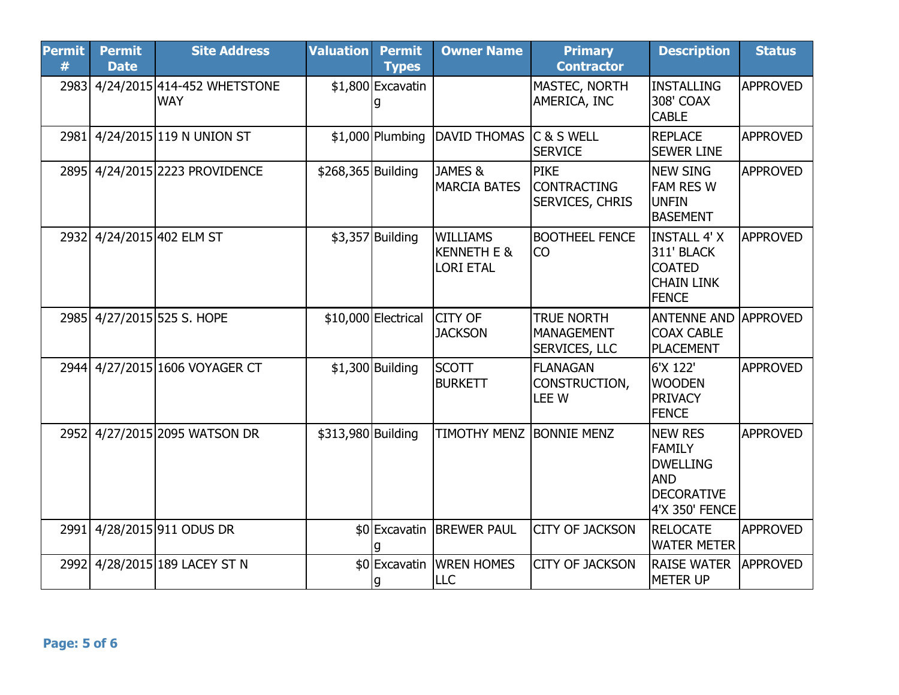| Permit # | Permit Date | Site Address | Valuation | Permit Types | Owner Name | Primary Contractor | Description | Status |
|---|---|---|---|---|---|---|---|---|
| 2983 | 4/24/2015 | 414-452 WHETSTONE WAY | $1,800 | Excavating | | MASTEC, NORTH AMERICA, INC | INSTALLING 308' COAX CABLE | APPROVED |
| 2981 | 4/24/2015 | 119 N UNION ST | $1,000 | Plumbing | DAVID THOMAS | C & S WELL SERVICE | REPLACE SEWER LINE | APPROVED |
| 2895 | 4/24/2015 | 2223 PROVIDENCE | $268,365 | Building | JAMES & MARCIA BATES | PIKE CONTRACTING SERVICES, CHRIS | NEW SING FAM RES W UNFIN BASEMENT | APPROVED |
| 2932 | 4/24/2015 | 402 ELM ST | $3,357 | Building | WILLIAMS KENNETH E & LORI ETAL | BOOTHEEL FENCE CO | INSTALL 4' X 311' BLACK COATED CHAIN LINK FENCE | APPROVED |
| 2985 | 4/27/2015 | 525 S. HOPE | $10,000 | Electrical | CITY OF JACKSON | TRUE NORTH MANAGEMENT SERVICES, LLC | ANTENNE AND COAX CABLE PLACEMENT | APPROVED |
| 2944 | 4/27/2015 | 1606 VOYAGER CT | $1,300 | Building | SCOTT BURKETT | FLANAGAN CONSTRUCTION, LEE W | 6'X 122' WOODEN PRIVACY FENCE | APPROVED |
| 2952 | 4/27/2015 | 2095 WATSON DR | $313,980 | Building | TIMOTHY MENZ | BONNIE MENZ | NEW RES FAMILY DWELLING AND DECORATIVE 4'X 350' FENCE | APPROVED |
| 2991 | 4/28/2015 | 911 ODUS DR | $0 | Excavating | BREWER PAUL | CITY OF JACKSON | RELOCATE WATER METER | APPROVED |
| 2992 | 4/28/2015 | 189 LACEY ST N | $0 | Excavating | WREN HOMES LLC | CITY OF JACKSON | RAISE WATER METER UP | APPROVED |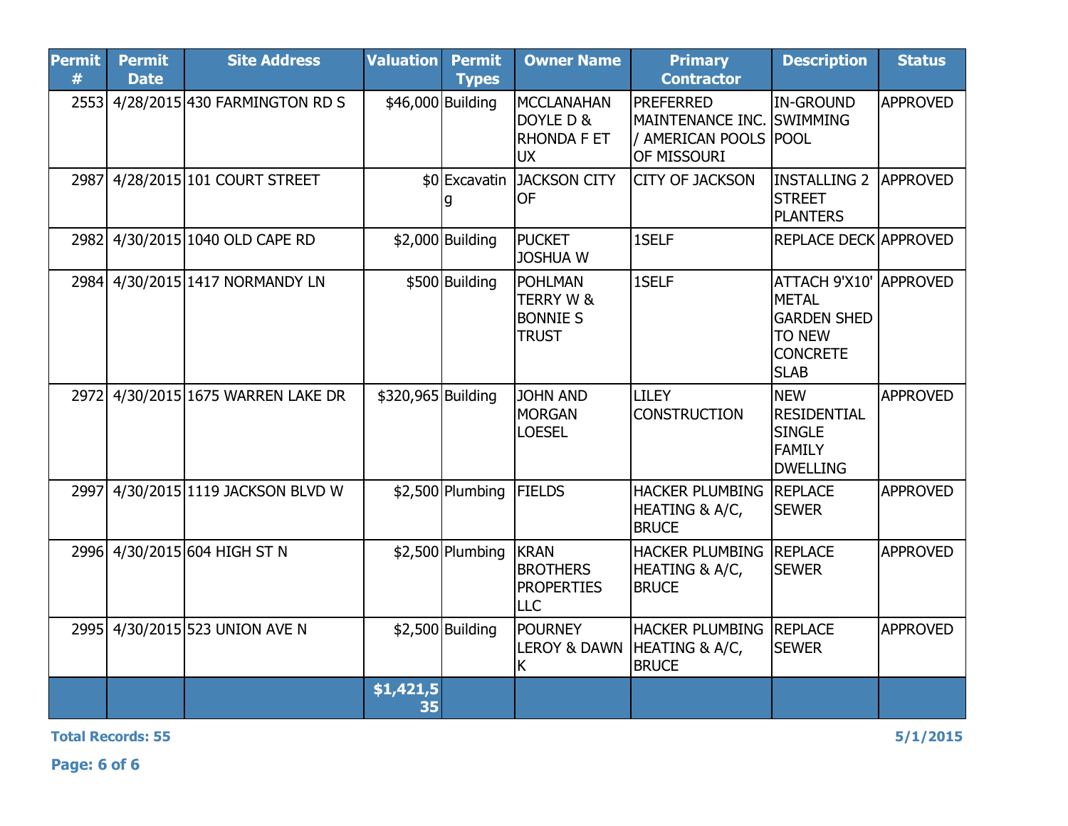| Permit # | Permit Date | Site Address | Valuation | Permit Types | Owner Name | Primary Contractor | Description | Status |
|---|---|---|---|---|---|---|---|---|
| 2553 | 4/28/2015 | 430 FARMINGTON RD S | $46,000 | Building | MCCLANAHAN DOYLE D & RHONDA F ET UX | PREFERRED MAINTENANCE INC. / AMERICAN POOLS OF MISSOURI | IN-GROUND SWIMMING POOL | APPROVED |
| 2987 | 4/28/2015 | 101 COURT STREET | $0 | Excavating | JACKSON CITY OF | CITY OF JACKSON | INSTALLING 2 STREET PLANTERS | APPROVED |
| 2982 | 4/30/2015 | 1040 OLD CAPE RD | $2,000 | Building | PUCKET JOSHUA W | 1SELF | REPLACE DECK | APPROVED |
| 2984 | 4/30/2015 | 1417 NORMANDY LN | $500 | Building | POHLMAN TERRY W & BONNIE S TRUST | 1SELF | ATTACH 9'X10' METAL GARDEN SHED TO NEW CONCRETE SLAB | APPROVED |
| 2972 | 4/30/2015 | 1675 WARREN LAKE DR | $320,965 | Building | JOHN AND MORGAN LOESEL | LILEY CONSTRUCTION | NEW RESIDENTIAL SINGLE FAMILY DWELLING | APPROVED |
| 2997 | 4/30/2015 | 1119 JACKSON BLVD W | $2,500 | Plumbing | FIELDS | HACKER PLUMBING HEATING & A/C, BRUCE | REPLACE SEWER | APPROVED |
| 2996 | 4/30/2015 | 604 HIGH ST N | $2,500 | Plumbing | KRAN BROTHERS PROPERTIES LLC | HACKER PLUMBING HEATING & A/C, BRUCE | REPLACE SEWER | APPROVED |
| 2995 | 4/30/2015 | 523 UNION AVE N | $2,500 | Building | POURNEY LEROY & DAWN K | HACKER PLUMBING HEATING & A/C, BRUCE | REPLACE SEWER | APPROVED |
| | | | **$1,421,535** | | | | | |

**Total Records: 55**

**5/1/2015**